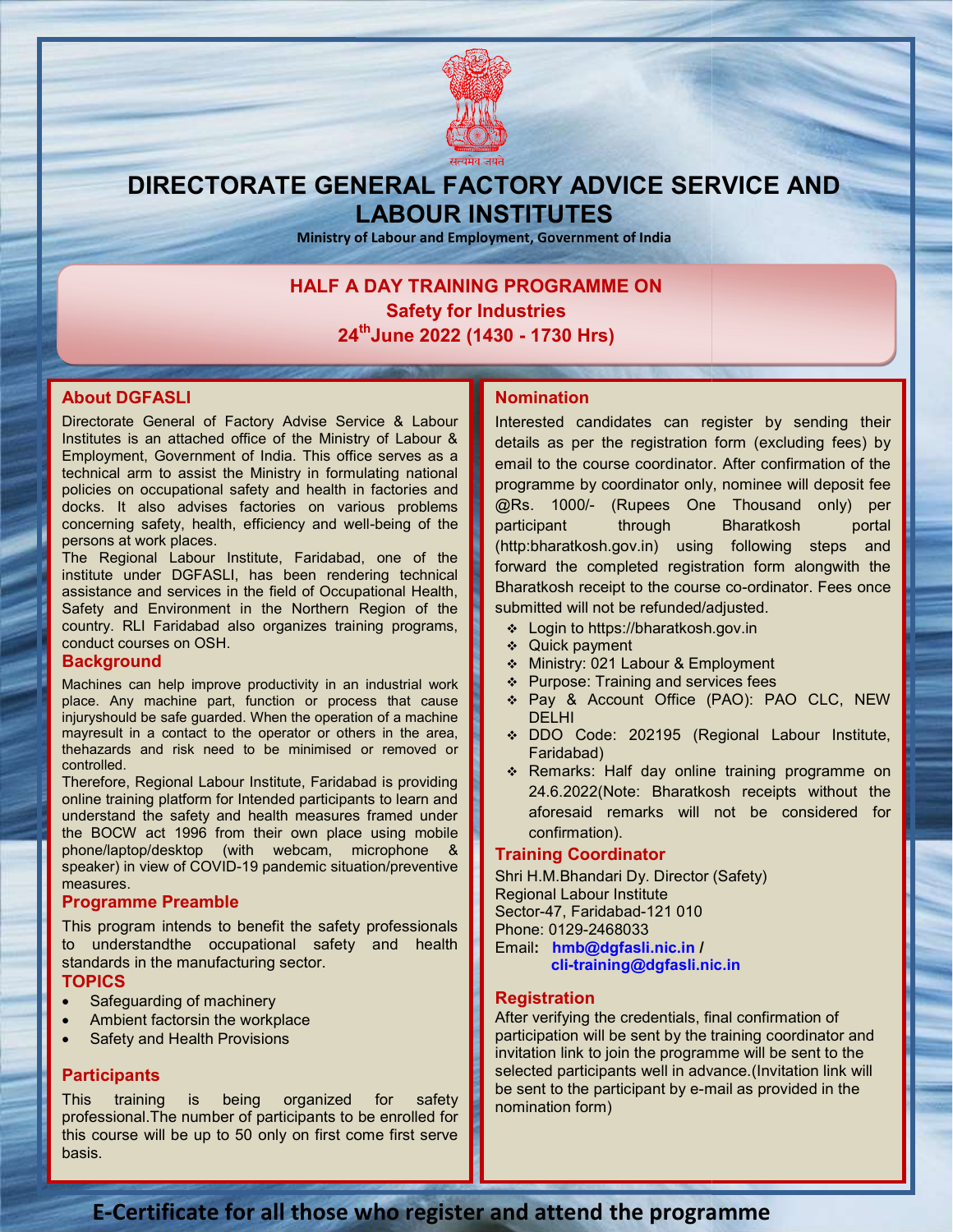सत्यमेव जयते

# DIRECTORATE GENERAL FACTORY ADVICE SERVICE AND LABOUR INSTITUTES

**Ministry of Labour and Employment, Government of India**

## HALF A DAY TRAINING PROGRAMME ON
## Safety for Industries
## 24th June 2022 (1430 - 1730 Hrs)

### About DGFASLI

Directorate General of Factory Advise Service & Labour Institutes is an attached office of the Ministry of Labour & Employment, Government of India. This office serves as a technical arm to assist the Ministry in formulating national policies on occupational safety and health in factories and docks. It also advises factories on various problems concerning safety, health, efficiency and well-being of the persons at work places.

The Regional Labour Institute, Faridabad, one of the institute under DGFASLI, has been rendering technical assistance and services in the field of Occupational Health, Safety and Environment in the Northern Region of the country. RLI Faridabad also organizes training programs, conduct courses on OSH.

### Background

Machines can help improve productivity in an industrial work place. Any machine part, function or process that cause injuryshould be safe guarded. When the operation of a machine mayresult in a contact to the operator or others in the area, thehazards and risk need to be minimised or removed or controlled.

Therefore, Regional Labour Institute, Faridabad is providing online training platform for Intended participants to learn and understand the safety and health measures framed under the BOCW act 1996 from their own place using mobile phone/laptop/desktop (with webcam, microphone & speaker) in view of COVID-19 pandemic situation/preventive measures.

### Programme Preamble

This program intends to benefit the safety professionals to understandthe occupational safety and health standards in the manufacturing sector.

### TOPICS

- Safeguarding of machinery
- Ambient factorsin the workplace
- Safety and Health Provisions

### Participants

This training is being organized for safety professional.The number of participants to be enrolled for this course will be up to 50 only on first come first serve basis.

### Nomination

Interested candidates can register by sending their details as per the registration form (excluding fees) by email to the course coordinator. After confirmation of the programme by coordinator only, nominee will deposit fee @Rs. 1000/- (Rupees One Thousand only) per participant through Bharatkosh portal (http:bharatkosh.gov.in) using following steps and forward the completed registration form alongwith the Bharatkosh receipt to the course co-ordinator. Fees once submitted will not be refunded/adjusted.

- Login to https://bharatkosh.gov.in
- Quick payment
- Ministry: 021 Labour & Employment
- Purpose: Training and services fees
- Pay & Account Office (PAO): PAO CLC, NEW DELHI
- DDO Code: 202195 (Regional Labour Institute, Faridabad)
- Remarks: Half day online training programme on 24.6.2022(Note: Bharatkosh receipts without the aforesaid remarks will not be considered for confirmation).

### Training Coordinator

Shri H.M.Bhandari Dy. Director (Safety)
Regional Labour Institute
Sector-47, Faridabad-121 010
Phone: 0129-2468033
Email: **hmb@dgfasli.nic.in** / **cli-training@dgfasli.nic.in**

### Registration

After verifying the credentials, final confirmation of participation will be sent by the training coordinator and invitation link to join the programme will be sent to the selected participants well in advance.(Invitation link will be sent to the participant by e-mail as provided in the nomination form)

**E-Certificate for all those who register and attend the programme**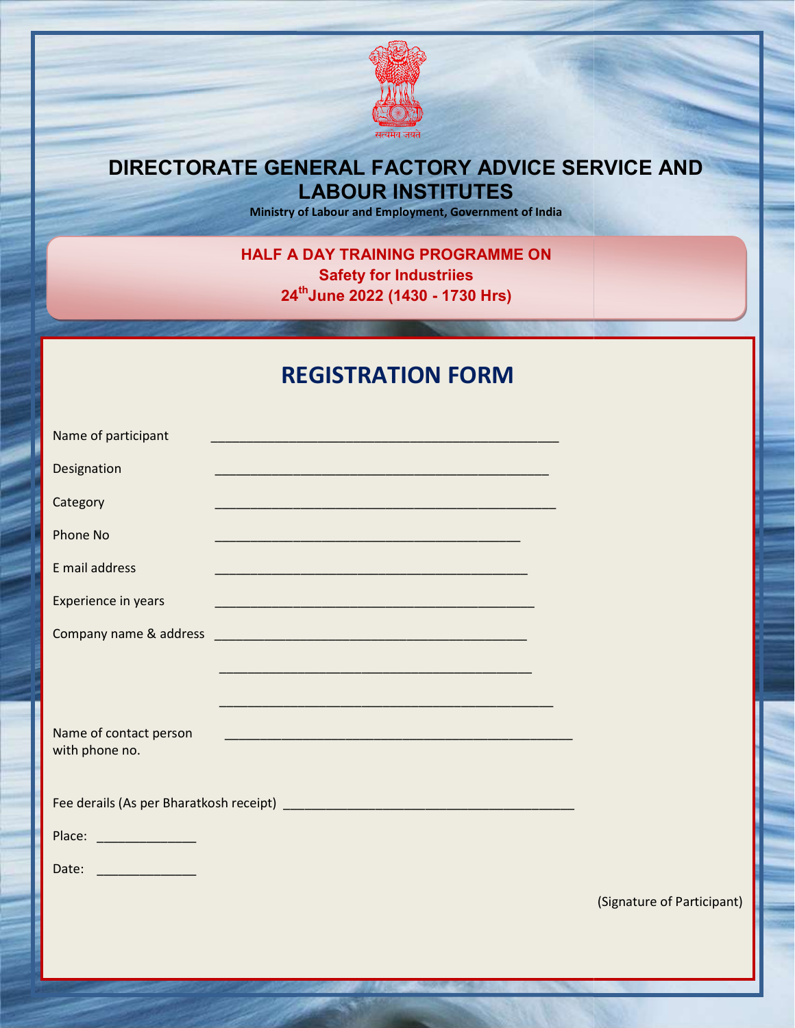सत्यमेव जयते

# DIRECTORATE GENERAL FACTORY ADVICE SERVICE AND LABOUR INSTITUTES

**Ministry of Labour and Employment, Government of India**

**HALF A DAY TRAINING PROGRAMME ON**
**Safety for Industriies**
**24th June 2022 (1430 - 1730 Hrs)**

## REGISTRATION FORM

Name of participant ________________________________________________

Designation ________________________________________________

Category ________________________________________________

Phone No ____________________________________________

E mail address ____________________________________________

Experience in years ____________________________________________

Company name & address ____________________________________________

____________________________________________

____________________________________________

Name of contact person with phone no. ________________________________________________

Fee derails (As per Bharatkosh receipt) ________________________________________

Place: ______________

Date: ______________

(Signature of Participant)